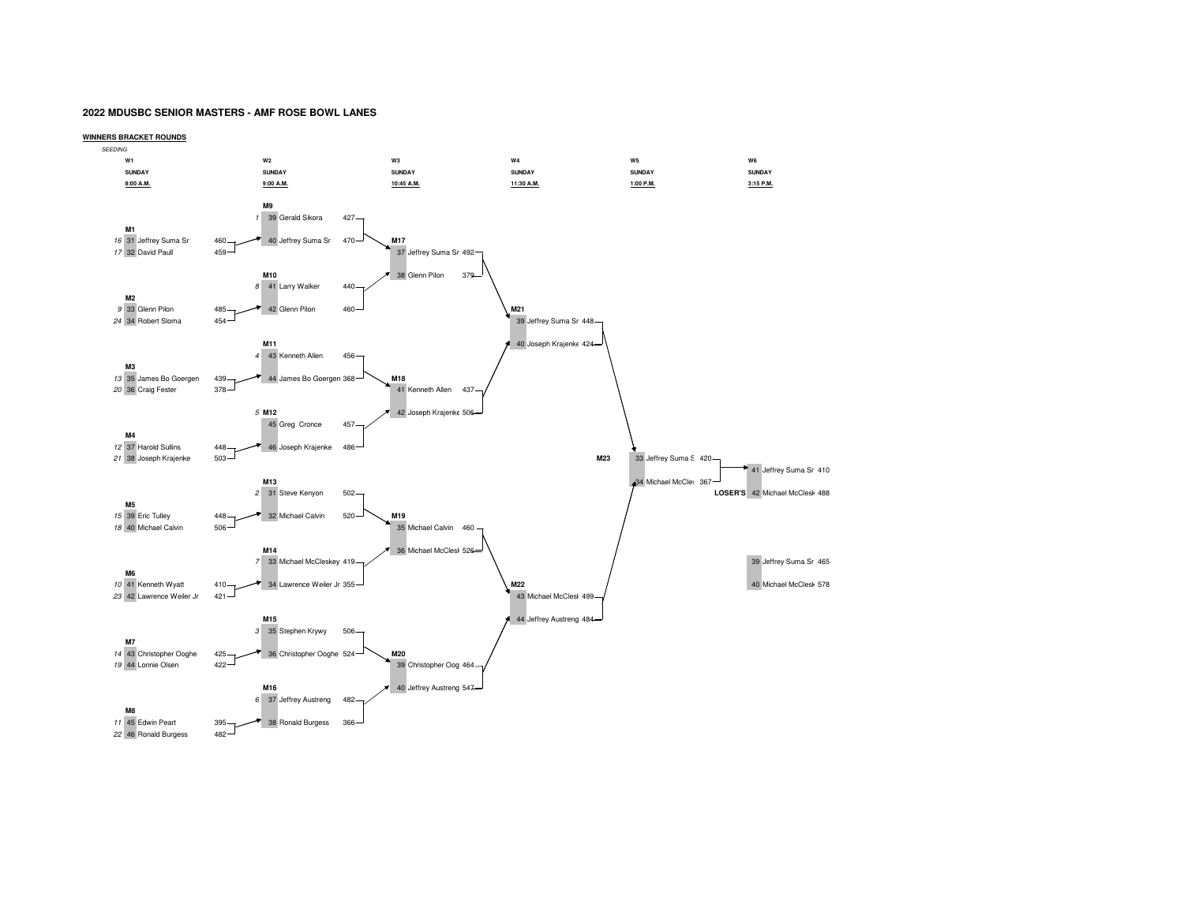# 2022 MDUSBC SENIOR MASTERS - AMF ROSE BOWL LANES

## WINNERS BRACKET ROUNDS

*SEEDING*

| Round | Day | Time |
|---|---|---|
| W1 | SUNDAY | 8:00 A.M. |
| W2 | SUNDAY | 9:00 A.M. |
| W3 | SUNDAY | 10:45 A.M. |
| W4 | SUNDAY | 11:30 A.M. |
| W5 | SUNDAY | 1:00 P.M. |
| W6 | SUNDAY | 3:15 P.M. |

### W1

| Match | Seed | Lane | Bowler | Score |
|---|---|---|---|---|
| M1 | 16 | 31 | Jeffrey Suma Sr | 460 |
| | 17 | 32 | David Paull | 459 |
| M2 | 9 | 33 | Glenn Pilon | 485 |
| | 24 | 34 | Robert Sloma | 454 |
| M3 | 13 | 35 | James Bo Goergen | 439 |
| | 20 | 36 | Craig Fester | 378 |
| M4 | 12 | 37 | Harold Sullins | 448 |
| | 21 | 38 | Joseph Krajenke | 503 |
| M5 | 15 | 39 | Eric Tulley | 448 |
| | 18 | 40 | Michael Calvin | 506 |
| M6 | 10 | 41 | Kenneth Wyatt | 410 |
| | 23 | 42 | Lawrence Weiler Jr | 421 |
| M7 | 14 | 43 | Christopher Ooghe | 425 |
| | 19 | 44 | Lonnie Olsen | 422 |
| M8 | 11 | 45 | Edwin Peart | 395 |
| | 22 | 46 | Ronald Burgess | 482 |

### W2

| Match | Seed | Lane | Bowler | Score |
|---|---|---|---|---|
| M9 | 1 | 39 | Gerald Sikora | 427 |
| | | 40 | Jeffrey Suma Sr | 470 |
| M10 | 8 | 41 | Larry Walker | 440 |
| | | 42 | Glenn Pilon | 460 |
| M11 | 4 | 43 | Kenneth Allen | 456 |
| | | 44 | James Bo Goergen | 368 |
| M12 | 5 | 45 | Greg Cronce | 457 |
| | | 46 | Joseph Krajenke | 486 |
| M13 | 2 | 31 | Steve Kenyon | 502 |
| | | 32 | Michael Calvin | 520 |
| M14 | 7 | 33 | Michael McCleskey | 419 |
| | | 34 | Lawrence Weiler Jr | 355 |
| M15 | 3 | 35 | Stephen Krywy | 506 |
| | | 36 | Christopher Ooghe | 524 |
| M16 | 6 | 37 | Jeffrey Austreng | 482 |
| | | 38 | Ronald Burgess | 366 |

### W3

| Match | Lane | Bowler | Score |
|---|---|---|---|
| M17 | 37 | Jeffrey Suma Sr | 492 |
| | 38 | Glenn Pilon | 379 |
| M18 | 41 | Kenneth Allen | 437 |
| | 42 | Joseph Krajenke | 506 |
| M19 | 35 | Michael Calvin | 460 |
| | 36 | Michael McClesk | 526 |
| M20 | 39 | Christopher Oog | 464 |
| | 40 | Jeffrey Austreng | 547 |

### W4

| Match | Lane | Bowler | Score |
|---|---|---|---|
| M21 | 39 | Jeffrey Suma Sr | 448 |
| | 40 | Joseph Krajenke | 424 |
| M22 | 43 | Michael McClesk | 499 |
| | 44 | Jeffrey Austreng | 484 |

### W5

| Match | Lane | Bowler | Score |
|---|---|---|---|
| M23 | 33 | Jeffrey Suma S | 420 |
| | 34 | Michael McCle | 367 |

### W6

| | Lane | Bowler | Score |
|---|---|---|---|
| | 41 | Jeffrey Suma Sr | 410 |
| LOSER'S | 42 | Michael McClesk | 488 |
| | 39 | Jeffrey Suma Sr | 465 |
| | 40 | Michael McClesk | 578 |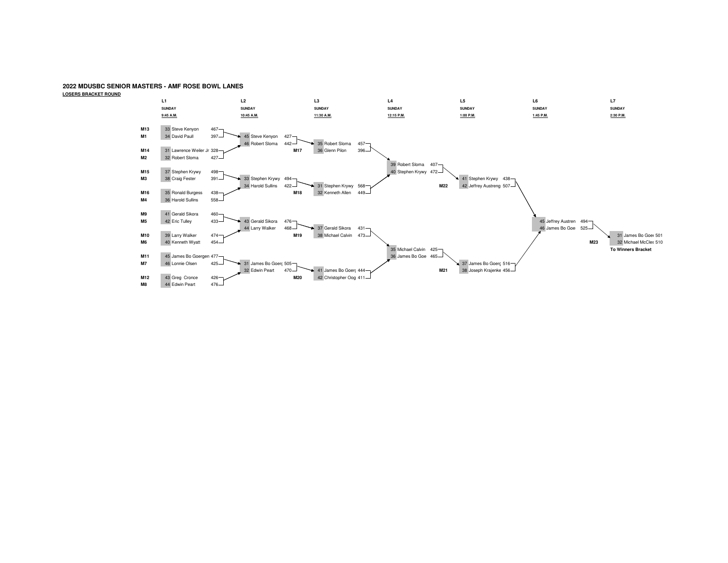# 2022 MDUSBC SENIOR MASTERS - AMF ROSE BOWL LANES

**LOSERS BRACKET ROUND**

## L1 — SUNDAY 9:45 A.M.

| Match | Lane | Bowler | Score |
|---|---|---|---|
| M13 | 33 | Steve Kenyon | 467 |
| M1 | 34 | David Paull | 397 |
| M14 | 31 | Lawrence Weiler Jr | 328 |
| M2 | 32 | Robert Sloma | 427 |
| M15 | 37 | Stephen Krywy | 498 |
| M3 | 38 | Craig Fester | 391 |
| M16 | 35 | Ronald Burgess | 438 |
| M4 | 36 | Harold Sullins | 558 |
| M9 | 41 | Gerald Sikora | 460 |
| M5 | 42 | Eric Tulley | 433 |
| M10 | 39 | Larry Walker | 474 |
| M6 | 40 | Kenneth Wyatt | 454 |
| M11 | 45 | James Bo Goergen | 477 |
| M7 | 46 | Lonnie Olsen | 425 |
| M12 | 43 | Greg Cronce | 426 |
| M8 | 44 | Edwin Peart | 476 |

## L2 — SUNDAY 10:45 A.M.

| Lane | Bowler | Score |
|---|---|---|
| 45 | Steve Kenyon | 427 |
| 46 | Robert Sloma | 442 |
| 33 | Stephen Krywy | 494 |
| 34 | Harold Sullins | 422 |
| 43 | Gerald Sikora | 476 |
| 44 | Larry Walker | 468 |
| 31 | James Bo Goerg | 505 |
| 32 | Edwin Peart | 470 |

## L3 — SUNDAY 11:30 A.M.

| Match | Lane | Bowler | Score |
|---|---|---|---|
| | 35 | Robert Sloma | 457 |
| M17 | 36 | Glenn Pilon | 396 |
| | 31 | Stephen Krywy | 568 |
| M18 | 32 | Kenneth Allen | 449 |
| | 37 | Gerald Sikora | 431 |
| M19 | 38 | Michael Calvin | 473 |
| | 41 | James Bo Goerg | 444 |
| M20 | 42 | Christopher Oog | 411 |

## L4 — SUNDAY 12:15 P.M.

| Lane | Bowler | Score |
|---|---|---|
| 39 | Robert Sloma | 407 |
| 40 | Stephen Krywy | 472 |
| 35 | Michael Calvin | 425 |
| 36 | James Bo Goe | 465 |

## L5 — SUNDAY 1:00 P.M.

| Match | Lane | Bowler | Score |
|---|---|---|---|
| | 41 | Stephen Krywy | 438 |
| M22 | 42 | Jeffrey Austreng | 507 |
| | 37 | James Bo Goerg | 516 |
| M21 | 38 | Joseph Krajenke | 456 |

## L6 — SUNDAY 1:45 P.M.

| Lane | Bowler | Score |
|---|---|---|
| 45 | Jeffrey Austren | 494 |
| 46 | James Bo Goe | 525 |

## L7 — SUNDAY 2:30 P.M.

| Match | Lane | Bowler | Score |
|---|---|---|---|
| | 31 | James Bo Goe | 501 |
| M23 | 32 | Michael McCles | 510 |

**To Winners Bracket**